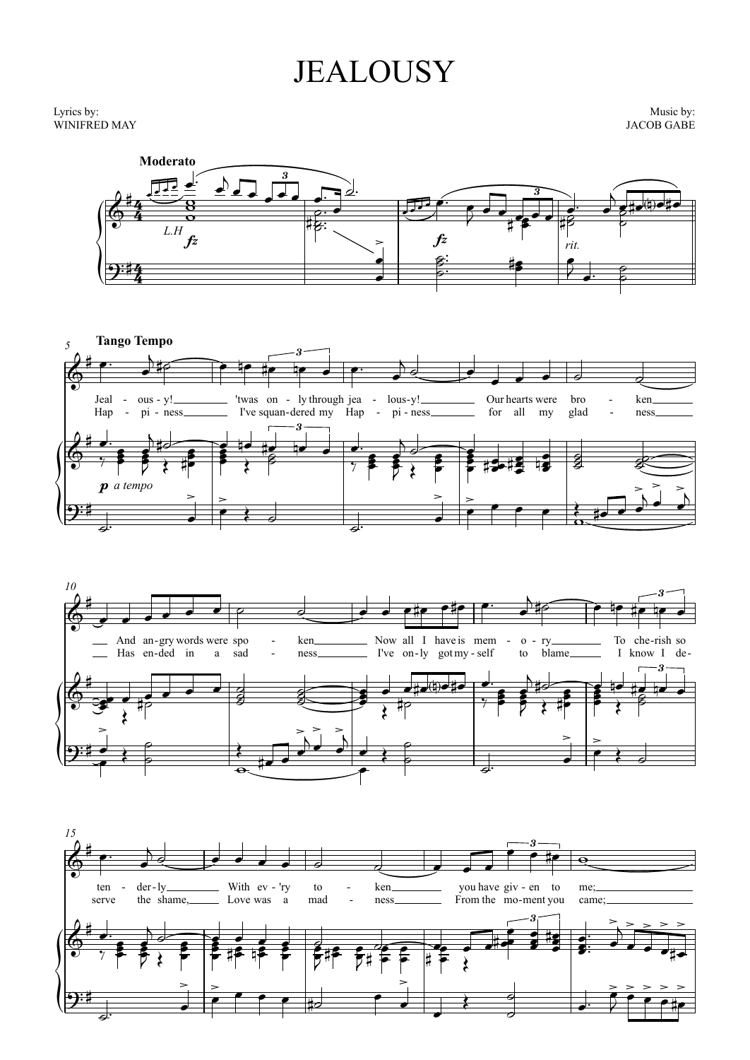# JEALOUSY

Lyrics by:
WINIFRED MAY

Music by:
JACOB GABE

**Moderato**

*L.H* *fz* *fz* *rit.*

**Tango Tempo**

*p a tempo*

Jeal - ous - y! 'twas on - ly through jea - lous - y! Our hearts were bro - ken And an - gry words were spo - ken Now all I have is mem - o - ry To cher - ish so ten - der - ly With ev - 'ry to - ken you have giv - en to me;

Hap - pi - ness I've squan - dered my Hap - pi - ness for all my glad - ness Has en - ded in a sad - ness I've on - ly got my - self to blame I know I de - serve the shame, Love was a mad - ness From the mo - ment you came;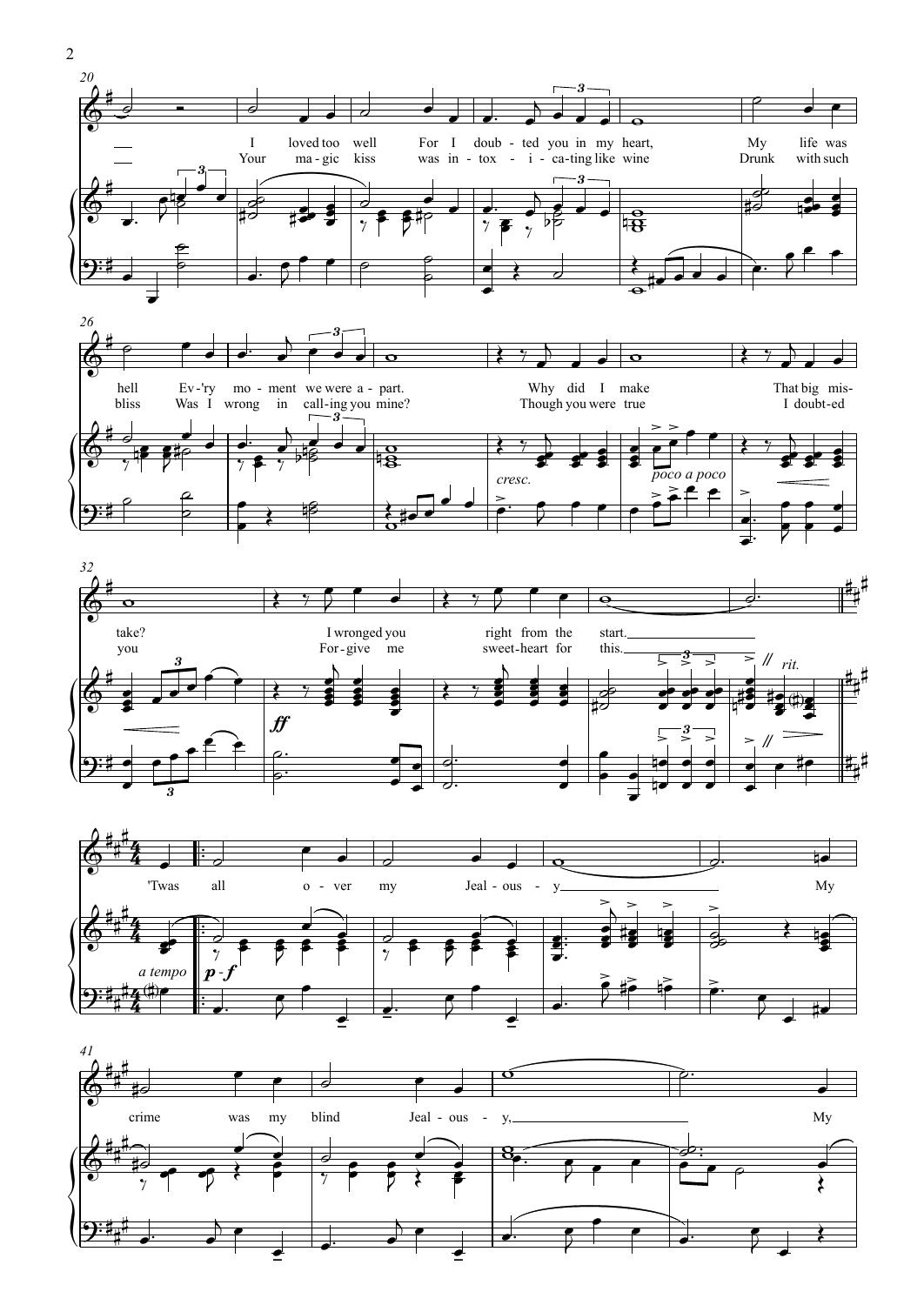I loved too well For I doub - ted you in my heart,
My life was hell Ev - 'ry mo - ment we were a - part.
Why did I make That big mis - take?
I wronged you right from the start.

Your ma - gic kiss was in - tox - i - ca - ting like wine
Drunk with such bliss Was I wrong in call - ing you mine?
Though you were true I doubt - ed you
For - give me sweet - heart for this.

*cresc.* *poco a poco* ***ff*** *rit.* *a tempo* ***p - f***

'Twas all o - ver my Jeal - ous - y
My crime was my blind Jeal - ous - y,
My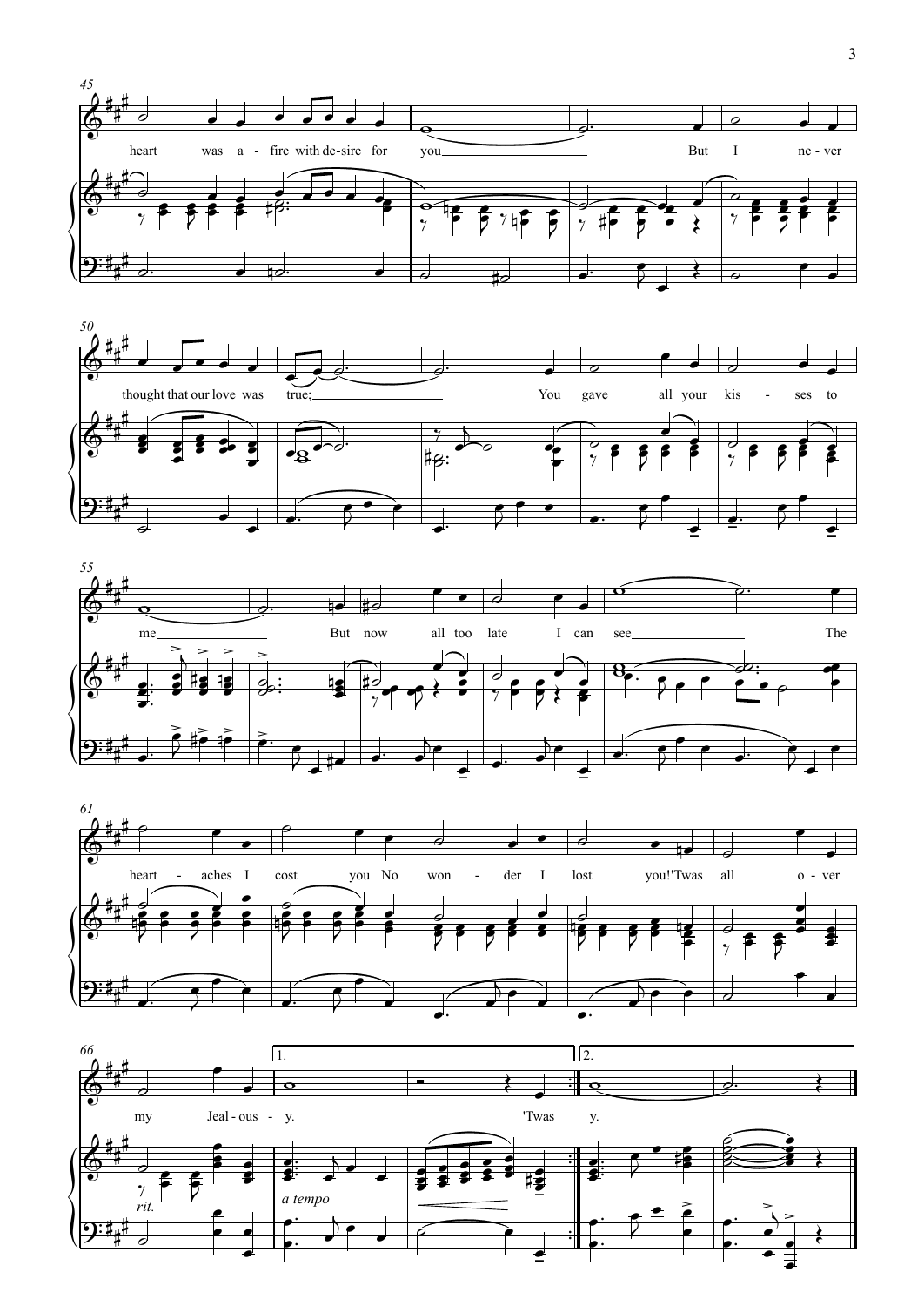heart was a - fire with de - sire for you But I ne - ver

thought that our love was true; You gave all your kis - ses to

me But now all too late I can see The

heart - aches I cost you No won - der I lost you! 'Twas all o - ver

my Jeal - ous - y. 'Twas y.

*rit.*

*a tempo*